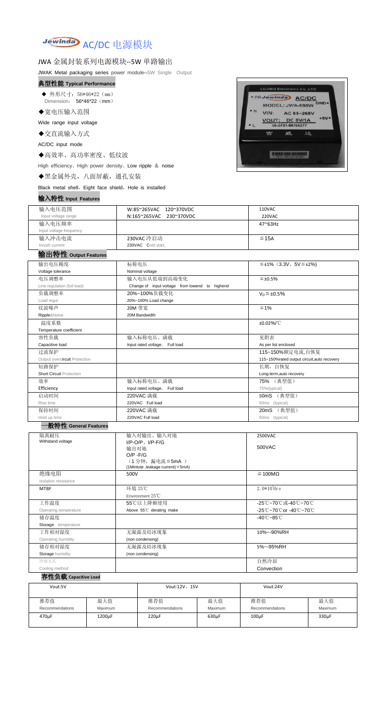# AC/DC 电源模块

## JWA 金属封装系列电源模块--5W 单路输出

JWAK Metal packaging series power module--5W Single Output

### 典型性能 Typical Performance

- ◆ 外形尺寸：56*46*22（mm）
  Dimension: 56*46*22（mm）
- ◆宽电压输入范围
  Wide range input voltage
- ◆交直流输入方式
  AC/DC input mode
- ◆高效率、高功率密度、低纹波
  High efficiency、High power density、Low ripple ＆ noise
- ◆黑金属外壳，八面屏蔽，通孔安装
  Black metal shell，Eight face shield，Hole is installed

### 输入特性 Input Features

| 输入电压范围 Input voltage range | W:85~265VAC 120~370VDC<br>N:165~265VAC 230~370VDC | 110VAC<br>220VAC |
|---|---|---|
| 输入电压频率 Input voltage frequency | | 47~63Hz |
| 输入冲击电流 Inrush current | 230VAC 冷启动<br>230VAC Cold start, | ≦15A |

### 输出特性 Output Features

| 输出电压精度 Voltage tolerance | 标称电压 Nominal voltage | ≦±1%（3.3V、5V≦±2%） |
|---|---|---|
| 电压调整率 Line regulation (full load) | 输入电压从低端到高端变化 Change of input voltage from lowend to highend | ≦±0.5% |
| 负载调整率 Load regul | 20%~100%负载变化 20%~100% Load change | $V_O$≦±0.5% |
| 纹波噪声 Ripple&Noise | 20M 带宽 20M Bandwidth | ≦1% |
| 温度系数 Temperature coefficient | | ±0.02%/℃ |
| 容性负载 Capacitive load | 输入标称电压、满载 Input rated voltage、Full load | 见附表 As per list enclosed |
| 过流保护 Output overcircuit Protection | | 115~150%额定电流,自恢复 115~150%rated output circuit,auto recovery |
| 短路保护 Short Circuit Protection | | 长期，自恢复 Long-term,auto recovery |
| 效率 Efficiency | 输入标称电压、满载 Input rated voltage、Full load | 75% （典型值） 75%(typical) |
| 启动时间 Rise time | 220VAC 满载 220VAC Full load | 50mS （典型值） 50ms (typical) |
| 保持时间 Hold up time | 220VAC 满载 220VAC Full load | 20mS （典型值） 50ms (typical) |

### 一般特性 General Features

| 隔离耐压 Withstand voltage | 输入对输出、输入对地 I/P-O/P、I/P-F/G<br>输出对地 O/P -F/G<br>（1 分钟，漏电流≦5mA ）(1Mintute ,leakage current)≦5mA) | 2500VAC<br>500VAC |
|---|---|---|
| 绝缘电阻 Isolation resistance | 500V | ≧100MΩ |
| MTBF | 环境 25℃ Environment 25℃ | 2.0*10⁵Hrs |
| 工作温度 Operating temperature | 55℃以上降额使用 Above 55℃ derating make | -25℃~70℃或-40℃~70℃<br>-25℃~70℃or -40℃~70℃ |
| 储存温度 Storage temperature | | -40℃~85℃ |
| 工作相对湿度 Operating humidity | 无凝露及结冰现象 (non condensing) | 10%~-90%RH |
| 储存相对湿度 Storage humidity | 无凝露及结冰现象 (non condensing) | 5%~-95%RH |
| 冷却方式 Cooling method | | 自然冷却 Convection |

### 容性负载 Capacitive Load

| Vout:5V | | Vout:12V、15V | | Vout:24V | |
|---|---|---|---|---|---|
| 推荐值 Recommendations | 最大值 Maximum | 推荐值 Recommendations | 最大值 Maximum | 推荐值 Recommendations | 最大值 Maximum |
| 470μF | 1200μF | 220μF | 630μF | 100μF | 330μF |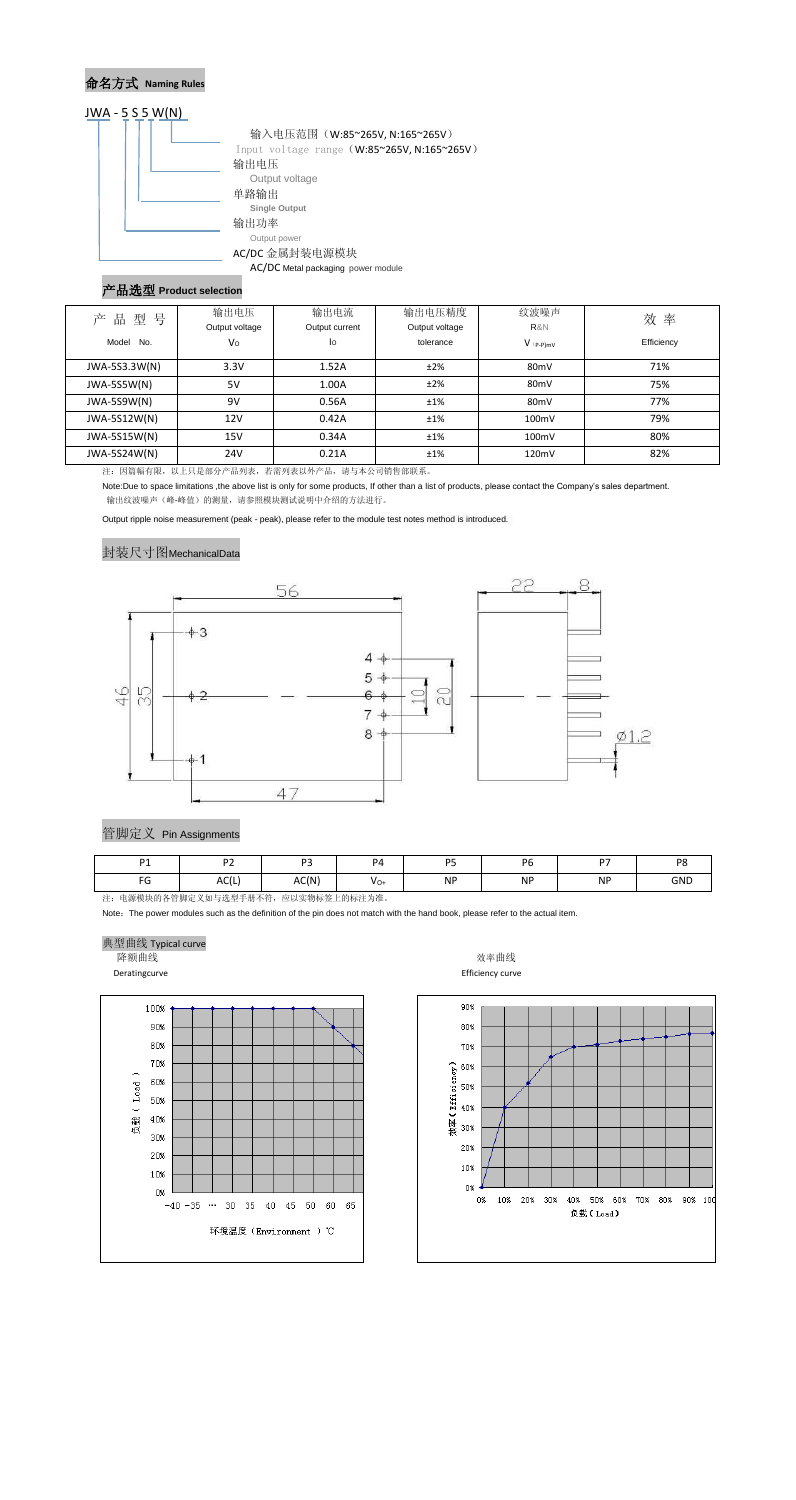## 命名方式 Naming Rules

JWA - 5 S 5 W(N)

- 输入电压范围（W:85~265V, N:165~265V）
  Input voltage range（W:85~265V, N:165~265V）
- 输出电压
  Output voltage
- 单路输出
  Single Output
- 输出功率
  Output power
- AC/DC 金属封装电源模块
  AC/DC Metal packaging power module

## 产品选型 Product selection

| 产品型号 Model No. | 输出电压 Output voltage Vo | 输出电流 Output current Io | 输出电压精度 Output voltage tolerance | 纹波噪声 R&N V (P-P)mV | 效率 Efficiency |
|---|---|---|---|---|---|
| JWA-5S3.3W(N) | 3.3V | 1.52A | ±2% | 80mV | 71% |
| JWA-5S5W(N) | 5V | 1.00A | ±2% | 80mV | 75% |
| JWA-5S9W(N) | 9V | 0.56A | ±1% | 80mV | 77% |
| JWA-5S12W(N) | 12V | 0.42A | ±1% | 100mV | 79% |
| JWA-5S15W(N) | 15V | 0.34A | ±1% | 100mV | 80% |
| JWA-5S24W(N) | 24V | 0.21A | ±1% | 120mV | 82% |

注：因篇幅有限，以上只是部分产品列表，若需列表以外产品，请与本公司销售部联系。

Note:Due to space limitations ,the above list is only for some products, If other than a list of products, please contact the Company's sales department.

输出纹波噪声（峰-峰值）的测量，请参照模块测试说明中介绍的方法进行。

Output ripple noise measurement (peak - peak), please refer to the module test notes method is introduced.

## 封装尺寸图MechanicalData

56, 47, 46, 35, 10, 20, 22, 8, Ø1.2

## 管脚定义 Pin Assignments

| P1 | P2 | P3 | P4 | P5 | P6 | P7 | P8 |
|---|---|---|---|---|---|---|---|
| FG | AC(L) | AC(N) | $V_{O+}$ | NP | NP | NP | GND |

注：电源模块的各管脚定义如与选型手册不符，应以实物标签上的标注为准。

Note：The power modules such as the definition of the pin does not match with the hand book, please refer to the actual item.

## 典型曲线 Typical curve

降额曲线 Deratingcurve

效率曲线 Efficiency curve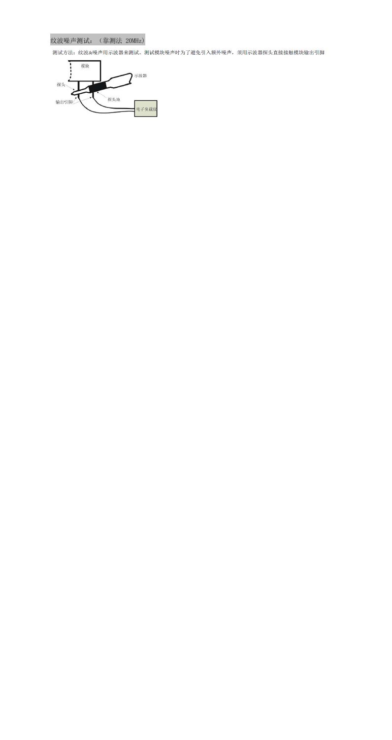## 纹波噪声测试：（靠测法 20MHz）

测试方法：纹波&噪声用示波器来测试。测试模块噪声时为了避免引入额外噪声，须用示波器探头直接接触模块输出引脚

模块

示波器

探头

探头地

输出引脚

电子负载仪